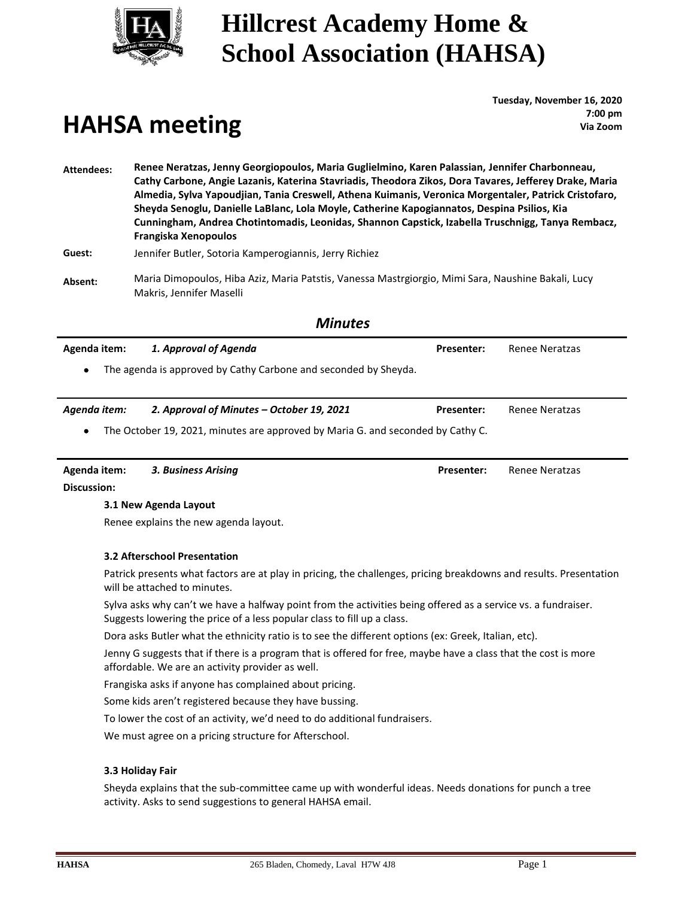# Hillcrest Academy Home & School Association (HAHSA)

## HAHSA meeting

**Tuesday, November 16, 2020**
**7:00 pm**
**Via Zoom**

**Attendees:** **Renee Neratzas, Jenny Georgiopoulos, Maria Guglielmino, Karen Palassian, Jennifer Charbonneau, Cathy Carbone, Angie Lazanis, Katerina Stavriadis, Theodora Zikos, Dora Tavares, Jefferey Drake, Maria Almedia, Sylva Yapoudjian, Tania Creswell, Athena Kuimanis, Veronica Morgentaler, Patrick Cristofaro, Sheyda Senoglu, Danielle LaBlanc, Lola Moyle, Catherine Kapogiannatos, Despina Psilios, Kia Cunningham, Andrea Chotintomadis, Leonidas, Shannon Capstick, Izabella Truschnigg, Tanya Rembacz, Frangiska Xenopoulos**

**Guest:** Jennifer Butler, Sotoria Kamperogiannis, Jerry Richiez

**Absent:** Maria Dimopoulos, Hiba Aziz, Maria Patstis, Vanessa Mastrgiorgio, Mimi Sara, Naushine Bakali, Lucy Makris, Jennifer Maselli

### *Minutes*

**Agenda item:** ***1. Approval of Agenda*** **Presenter:** Renee Neratzas

- The agenda is approved by Cathy Carbone and seconded by Sheyda.

***Agenda item:*** ***2. Approval of Minutes – October 19, 2021*** **Presenter:** Renee Neratzas

- The October 19, 2021, minutes are approved by Maria G. and seconded by Cathy C.

**Agenda item:** ***3. Business Arising*** **Presenter:** Renee Neratzas

**Discussion:**

**3.1 New Agenda Layout**

Renee explains the new agenda layout.

**3.2 Afterschool Presentation**

Patrick presents what factors are at play in pricing, the challenges, pricing breakdowns and results. Presentation will be attached to minutes.

Sylva asks why can't we have a halfway point from the activities being offered as a service vs. a fundraiser. Suggests lowering the price of a less popular class to fill up a class.

Dora asks Butler what the ethnicity ratio is to see the different options (ex: Greek, Italian, etc).

Jenny G suggests that if there is a program that is offered for free, maybe have a class that the cost is more affordable. We are an activity provider as well.

Frangiska asks if anyone has complained about pricing.

Some kids aren't registered because they have bussing.

To lower the cost of an activity, we'd need to do additional fundraisers.

We must agree on a pricing structure for Afterschool.

**3.3 Holiday Fair**

Sheyda explains that the sub-committee came up with wonderful ideas. Needs donations for punch a tree activity. Asks to send suggestions to general HAHSA email.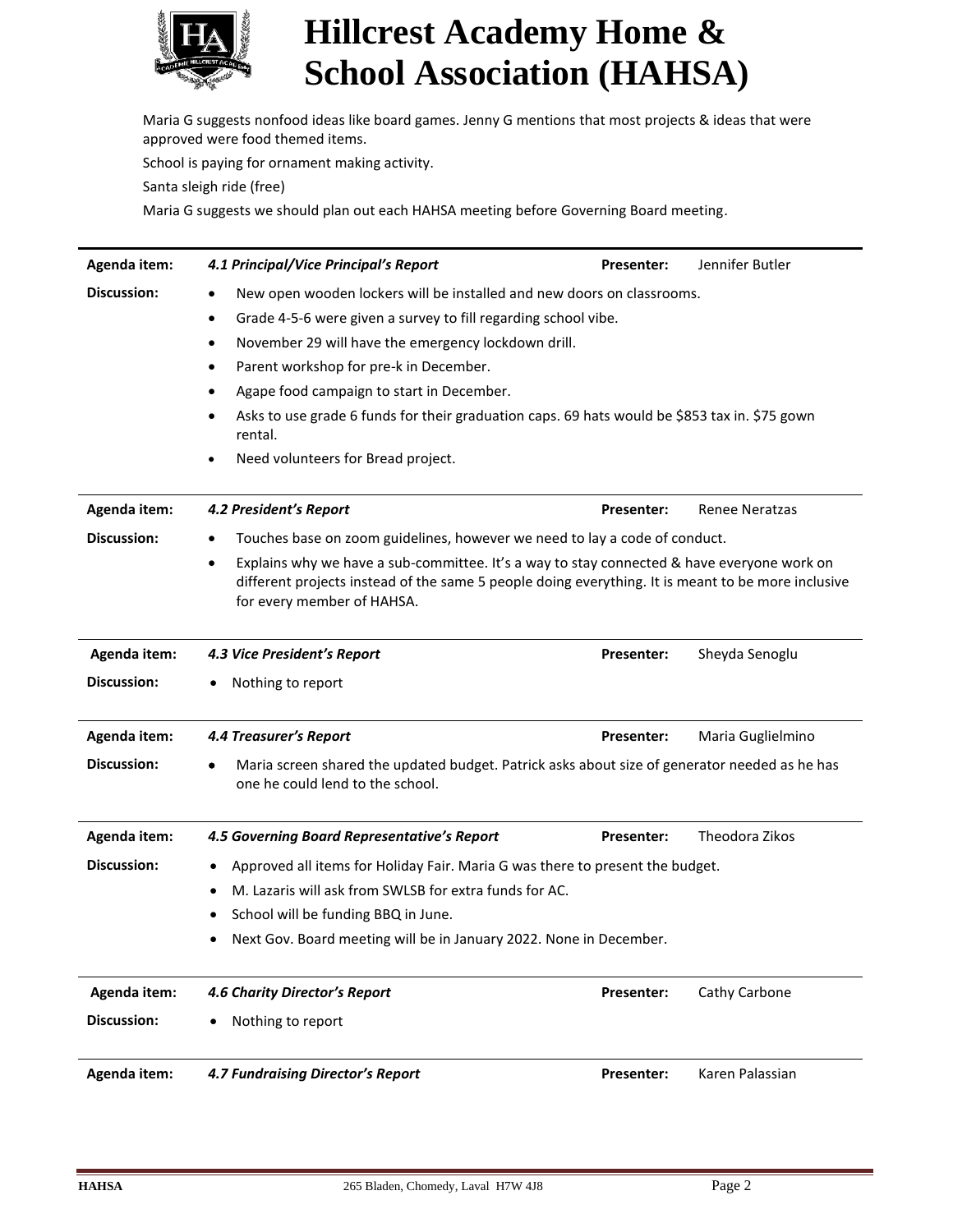# Hillcrest Academy Home & School Association (HAHSA)

Maria G suggests nonfood ideas like board games. Jenny G mentions that most projects & ideas that were approved were food themed items.

School is paying for ornament making activity.

Santa sleigh ride (free)

Maria G suggests we should plan out each HAHSA meeting before Governing Board meeting.

---

**Agenda item:** ***4.1 Principal/Vice Principal's Report*** **Presenter:** Jennifer Butler

**Discussion:**

- New open wooden lockers will be installed and new doors on classrooms.
- Grade 4-5-6 were given a survey to fill regarding school vibe.
- November 29 will have the emergency lockdown drill.
- Parent workshop for pre-k in December.
- Agape food campaign to start in December.
- Asks to use grade 6 funds for their graduation caps. 69 hats would be $853 tax in. $75 gown rental.
- Need volunteers for Bread project.

---

**Agenda item:** ***4.2 President's Report*** **Presenter:** Renee Neratzas

**Discussion:**

- Touches base on zoom guidelines, however we need to lay a code of conduct.
- Explains why we have a sub-committee. It's a way to stay connected & have everyone work on different projects instead of the same 5 people doing everything. It is meant to be more inclusive for every member of HAHSA.

---

**Agenda item:** ***4.3 Vice President's Report*** **Presenter:** Sheyda Senoglu

**Discussion:**

- Nothing to report

---

**Agenda item:** ***4.4 Treasurer's Report*** **Presenter:** Maria Guglielmino

**Discussion:**

- Maria screen shared the updated budget. Patrick asks about size of generator needed as he has one he could lend to the school.

---

**Agenda item:** ***4.5 Governing Board Representative's Report*** **Presenter:** Theodora Zikos

**Discussion:**

- Approved all items for Holiday Fair. Maria G was there to present the budget.
- M. Lazaris will ask from SWLSB for extra funds for AC.
- School will be funding BBQ in June.
- Next Gov. Board meeting will be in January 2022. None in December.

---

**Agenda item:** ***4.6 Charity Director's Report*** **Presenter:** Cathy Carbone

**Discussion:**

- Nothing to report

---

**Agenda item:** ***4.7 Fundraising Director's Report*** **Presenter:** Karen Palassian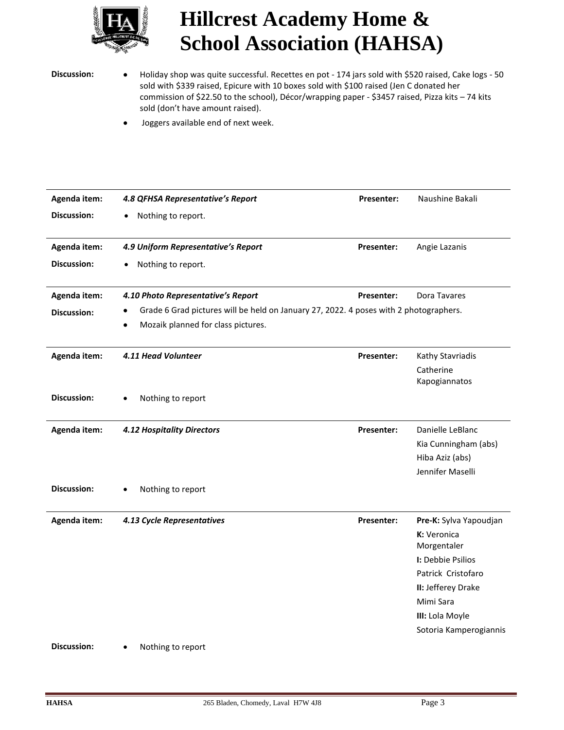# Hillcrest Academy Home & School Association (HAHSA)

| | | | |
|---|---|---|---|
| **Discussion:** | • Holiday shop was quite successful. Recettes en pot - 174 jars sold with $520 raised, Cake logs - 50 sold with $339 raised, Epicure with 10 boxes sold with $100 raised (Jen C donated her commission of $22.50 to the school), Décor/wrapping paper - $3457 raised, Pizza kits – 74 kits sold (don't have amount raised).<br>• Joggers available end of next week. | | |
| **Agenda item:** | ***4.8 QFHSA Representative's Report*** | **Presenter:** | Naushine Bakali |
| **Discussion:** | • Nothing to report. | | |
| **Agenda item:** | ***4.9 Uniform Representative's Report*** | **Presenter:** | Angie Lazanis |
| **Discussion:** | • Nothing to report. | | |
| **Agenda item:** | ***4.10 Photo Representative's Report*** | **Presenter:** | Dora Tavares |
| **Discussion:** | • Grade 6 Grad pictures will be held on January 27, 2022. 4 poses with 2 photographers.<br>• Mozaik planned for class pictures. | | |
| **Agenda item:** | ***4.11 Head Volunteer*** | **Presenter:** | Kathy Stavriadis<br>Catherine Kapogiannatos |
| **Discussion:** | • Nothing to report | | |
| **Agenda item:** | ***4.12 Hospitality Directors*** | **Presenter:** | Danielle LeBlanc<br>Kia Cunningham (abs)<br>Hiba Aziz (abs)<br>Jennifer Maselli |
| **Discussion:** | • Nothing to report | | |
| **Agenda item:** | ***4.13 Cycle Representatives*** | **Presenter:** | **Pre-K:** Sylva Yapoudjan<br>**K:** Veronica Morgentaler<br>**I:** Debbie Psilios<br>Patrick Cristofaro<br>**II:** Jefferey Drake<br>Mimi Sara<br>**III:** Lola Moyle<br>Sotoria Kamperogiannis |
| **Discussion:** | • Nothing to report | | |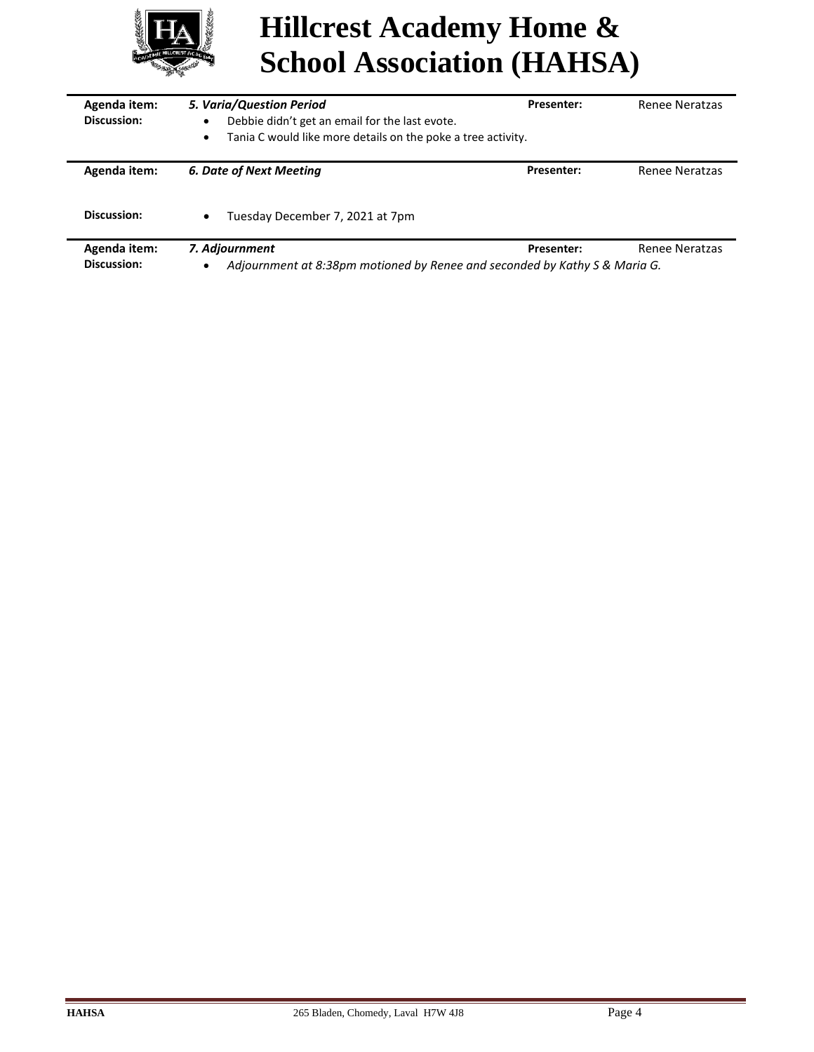# Hillcrest Academy Home & School Association (HAHSA)

| | | | |
|---|---|---|---|
| **Agenda item:** | ***5. Varia/Question Period*** | **Presenter:** | Renee Neratzas |
| **Discussion:** | • Debbie didn't get an email for the last evote.<br>• Tania C would like more details on the poke a tree activity. | | |

| | | | |
|---|---|---|---|
| **Agenda item:** | ***6. Date of Next Meeting*** | **Presenter:** | Renee Neratzas |
| **Discussion:** | • Tuesday December 7, 2021 at 7pm | | |

| | | | |
|---|---|---|---|
| **Agenda item:** | ***7. Adjournment*** | **Presenter:** | Renee Neratzas |
| **Discussion:** | • *Adjournment at 8:38pm motioned by Renee and seconded by Kathy S & Maria G.* | | |